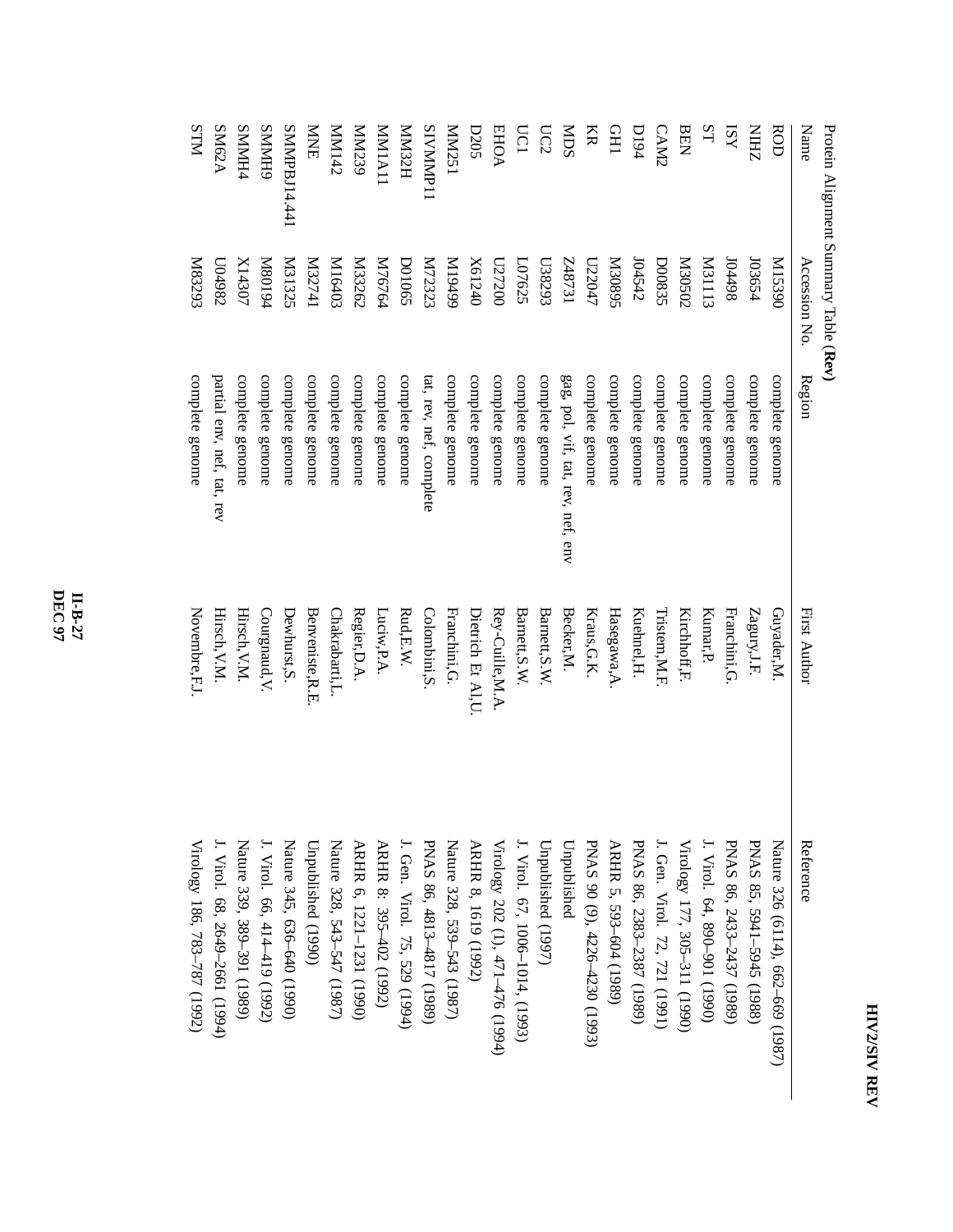Protein Alignment Summary Table **(Rev)**

| Name | Accession No. | Region | First Author | Reference |
|---|---|---|---|---|
| ROD | M15390 | complete genome | Guyader,M. | Nature 326 (6114), 662–669 (1987) |
| NIHZ | J03654 | complete genome | Zagury,J.F. | PNAS 85, 5941–5945 (1988) |
| ISY | J04498 | complete genome | Franchini,G. | PNAS 86, 2433–2437 (1989) |
| ST | M31113 | complete genome | Kumar,P. | J. Virol. 64, 890–901 (1990) |
| BEN | M30502 | complete genome | Kirchhoff,F. | Virology 177, 305–311 (1990) |
| CAM2 | D00835 | complete genome | Tristem,M.F. | J. Gen. Virol. 72, 721 (1991) |
| D194 | J04542 | complete genome | Kuehnel,H. | PNAS 86, 2383–2387 (1989) |
| GH1 | M30895 | complete genome | Hasegawa,A. | ARHR 5, 593–604 (1989) |
| KR | U22047 | complete genome | Kraus,G.K. | PNAS 90 (9), 4226–4230 (1993) |
| MDS | Z48731 | gag, pol, vif, tat, rev, nef, env | Becker,M. | Unpublished |
| UC2 | U38293 | complete genome | Barnett,S.W. | Unpublished (1997) |
| UC1 | L07625 | complete genome | Barnett,S.W. | J. Virol. 67, 1006–1014, (1993) |
| EHOA | U27200 | complete genome | Rey–Cuille,M.A. | Virology 202 (1), 471–476 (1994) |
| D205 | X61240 | complete genome | Dietrich Et Al,U. | ARHR 8, 1619 (1992) |
| MM251 | M19499 | complete genome | Franchini,G. | Nature 328, 539–543 (1987) |
| SIVMMP11 | M72323 | tat, rev, nef, complete | Colombini,S. | PNAS 86, 4813–4817 (1989) |
| MM32H | D01065 | complete genome | Rud,E.W. | J. Gen. Virol. 75, 529 (1994) |
| MM1A11 | M76764 | complete genome | Luciw,P.A. | ARHR 8: 395–402 (1992) |
| MM239 | M33262 | complete genome | Regier,D.A. | ARHR 6, 1221–1231 (1990) |
| MM142 | M16403 | complete genome | Chakrabarti,L. | Nature 328, 543–547 (1987) |
| MNE | M32741 | complete genome | Benveniste,R.E. | Unpublished (1990) |
| SMMPBJ14.441 | M31325 | complete genome | Dewhurst,S. | Nature 345, 636–640 (1990) |
| SMMH9 | M80194 | complete genome | Courgnaud,V. | J. Virol. 66, 414–419 (1992) |
| SMMH4 | X14307 | complete genome | Hirsch,V.M. | Nature 339, 389–391 (1989) |
| SM62A | U04982 | partial env, nef, tat, rev | Hirsch,V.M. | J. Virol. 68, 2649–2661 (1994) |
| STM | M83293 | complete genome | Novembre,F.J. | Virology 186, 783–787 (1992) |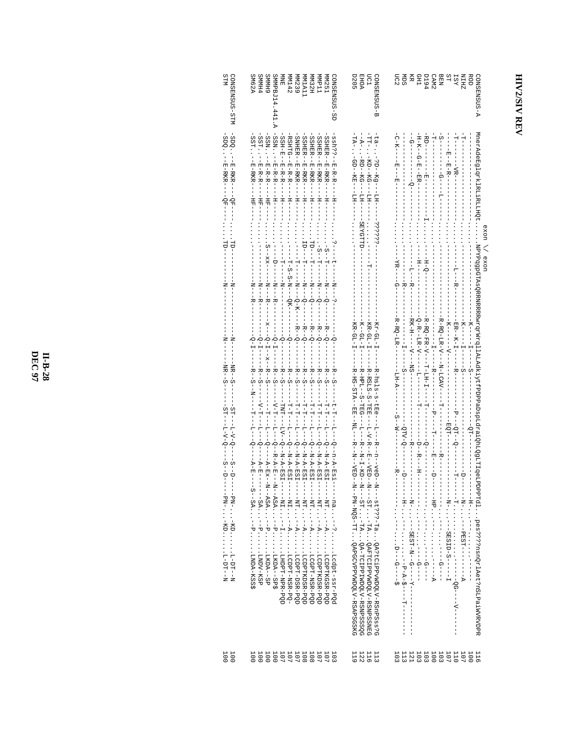# HIV2/SIV REV

```
                                          exon \/ exon
CONSENSUS-A     MnerAdeEglqrklRLiRLLHQt.....NPYPqgpGTASQRRNRRRRwrqrWrqllALAdkiytFPDPPaDspLdraiQhLQgLTIqeLPDPPTdl..pes????nsnQrlAet?nSLPaiWRVDPR  116
ROD             -------------------------.....------------K---I------S-------------QT-------------H-.........................  100
NIHZ            -T-----------------------.....------------K---I------S-----------------------D------N-...PEST-------A  107
ISY             -T------VR---------------.....-------L---R-------ER--K-I-----R---------P--QT--Q-----T----N-...........QG---V------  110
ST              -----E--E-R--------------.....------------------K-------V------------------EQT----------------N-...SESID-S----I  107
BEN             -S-------G-----L---------.....--------------------R-RQ-LR-V--N-LCAV---T----------R--------------------G----  103
CAM2            -T-----------------------.....-------------------------I------R--------P----T-----E-----D------HP---------A  100
D194            -RD--------E----------I--.....-------H-Q---------R-RQ-FR-V---T-LH-I-----T-------Q------------------------G---  103
GH1             -H-K--G-E--ER------------.....------H----------Q-R--LR-V----L-------T---------D--R----H------------G---  103
KR              --G------Q---------------.....-------L---R--------RK-H----V----NS-------------R-------------N-...SEST-N--G---Y---------  121
MDS             -------------------------.....--------------R---------------I-------S---------QTV-Q-------D-------H-.......-P-A-$---T-------  113
UC2             -C-K-----E----E----------.....--YR---G------R-RQ-LR-----LH-A-------S--W--------R----------------D---G---$  103

CONSENSUS-B     -ta-..-?D--Kg---LH---??????------------------------Kr-GL-I-----R-hsls-s-tEe---L---R--n--veD--N---st???-Ta..QA?tCiPPvWDQLV-RSnPSss?G  113
UC1             -TT-..-KD--KG---LH---......-T-------------------KR-GL-I-----R-RSLS-S-TEE---L-V-R--E--VED--N---ST...TA..QAFTCIPPVWDQLV-RSNPSSNEG  116
EHOA            --A-..-RD--KG---LH---SEYGTTD----------------------K--GL-I-----R-HPL--S-TEG---L---R--N-I-KD--N---ST...TA..QA-TCIPPIWDQLV-RSNPSSSQG  122
D205            -TA-..-GD--KE---LH---......-------------------KR-GL-I-----R-HS-STA--EE--NL---R--N--VED--N--PN-NQS-TT..QAPGCVPPVWDQLV-RSAPSGSKG  119

CONSENSUS-SD    -ssh??--E-R-R----H----.....?---t-----N---?------Q------R--S--------t-T---L---Q--n-A-Esi----na....?....Lcdpt-ssr-PQd  103
MM251           -SSHER--E-RKR----H----.....S--T-----N---Q------R---Q----R--S----------T-T---L---Q--N-A-ESI----NT....A....LCDPTKGSR-PQD  107
MMP11           -SSHER--E-RKR----H----.....S--T-----N---Q------R---Q----R--S----------T-T---L---Q--N-A-ESI----NT....A....LCDPTKDSR-PQD  107
MM32H           -SSHER--E-RKR----H----.....TD---T-----N---Q------R---Q----R--S----------T-T---L---Q--N-A-ESI----NT....A....LCGPT-NSR-PQD  108
MM1A11          -SSHER--E-RKR----H----.....TD---T-----N---Q------R---Q----R--S----------T-T---L---Q--N-A-ESI----NT....A....LCDPTKDSR-PQD  108
MM239           -SNHER--E-RKR----H----.....-----T-----N---Q-K----R---Q----R--S----------T-T---L---Q--N-A-ESI----NT....A....LCDPT-DSR-PQD  107
MM142           -RSHTG--E-R-R----H----.....T-S-S-N---QK------------Q----R--S----------T-T---L---Q--N-A-ESI----NI....A....LCDPT-NSR-PQ-  107
MNE             -SSH-E--E-R-R----H----..........T---N-----------------Q----R--S----------TNT---LV--Q--N-A-ESI----NI....I....LHDPT-NPR-PQD  107
SMMPBJ14.441.A  -SSN.--E-R-R----H----........D-----N---R--------Q-I----R--S----------V-T---L---Q--R-A-E---N--ASA....P....LKDA--SP$  100
SMMH9           -SSN.--E-R-R----HF----.....S--XX-----N---R------X--Q-I--X--R--S----------T---L---Q----A-EX--N--ASA....P....LKDA--SP  100
SMMH4           -SST.--E-R-R----HF----.........-------N---R--------Q-I----R--S----------V-T---L---Q----A-E------SA....P....LNDV-KSP  100
SM62A           -SST.--E-RKR----HF----.........-------N---R--------Q-I----R--S--N----------T---L---Q----A-E----S--SA....P....LNDA-KSS$  100

CONSENSUS-STM   -SDQ.---E-RKR---QF----.....TD-----------N--------------N------NR--S----------ST----L-V-Q------S--D-----PN-...KD....L-DT-N  100
STM             -SDQ.---E-RKR---QF----.....TD-----------N--------------N------NR--S----------ST----L-V-Q------S--D-----PN-...KD....L-DT-N  100
```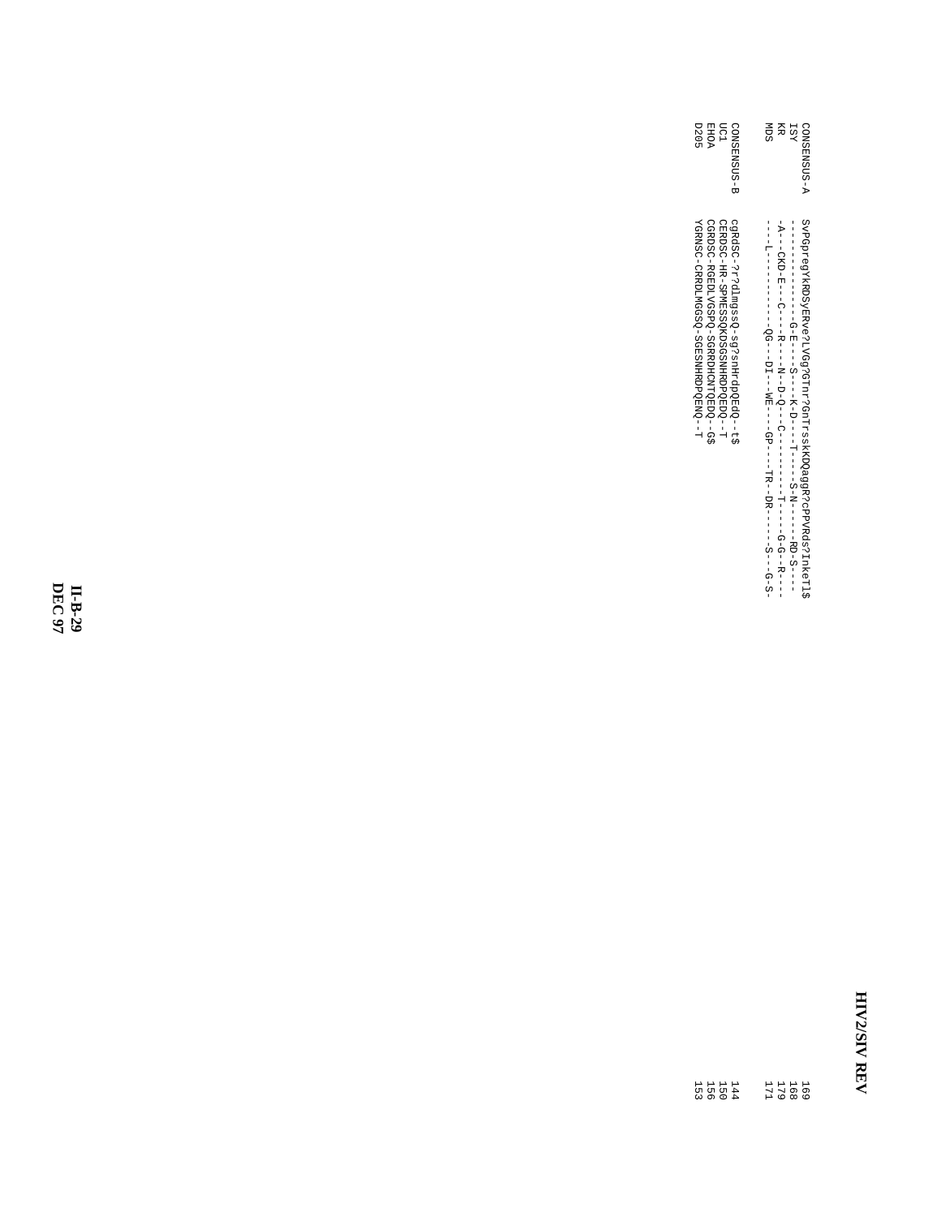# HIV2/SIV REV

```
CONSENSUS-A  SvPGpregYkRDSyERve?LVGg?GTnr?GnTrsskKDQaggR?cPPVRds?InkeTl$   169
ISY          ------------G-E----S---K-D---T-----S-N------RD-S----          168
KR           -A---CKD-E---C---R---N-D-Q---C---------T-----G-G--R----       179
MDS          ---L-----------QG---DI---WE---GP----TR--DR-----S---G-S-       171

CONSENSUS-B  cgRdSC-?r?dlmgssQ-sg?snHrdpQEdQ--t$                          144
UC1          CERDSC-HR-SPMESSQKDSGSNHRDPQEDQ--T                           150
EHOA         CGRDSC-RGEDLVGSPQ-SGRRDHCNTQEDQ--G$                          156
D205         YGRNSC-CRRDLMGGSQ-SGESNHRDPQENQ--T                           153
```